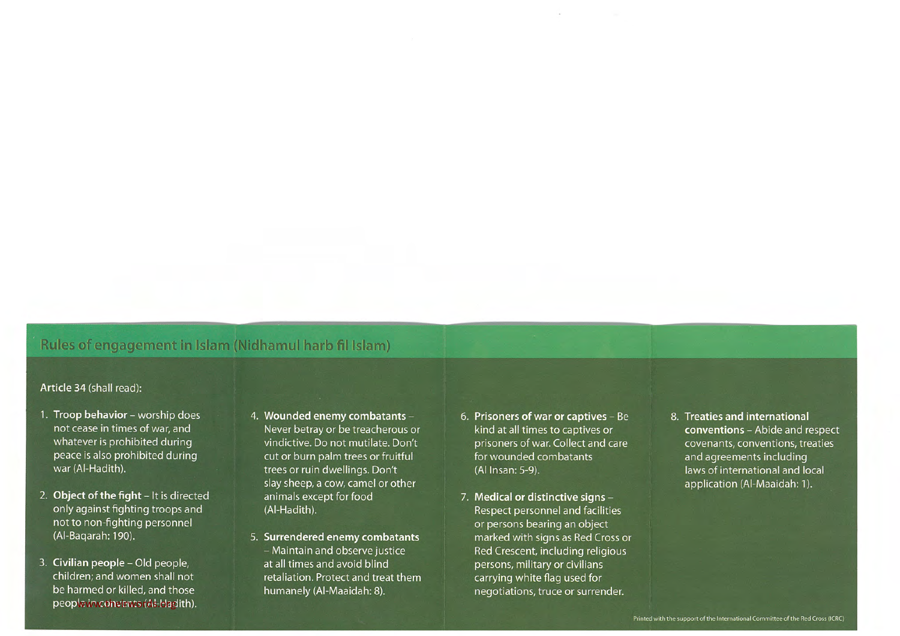## Rules of engagement in Islam (Nidhamul harb fil Islam)

**Article 34** (shall read):

1. **Troop behavior** – worship does not cease in times of war, and whatever is prohibited during peace is also prohibited during war (Al-Hadith).

2. **Object of the fight** – It is directed only against fighting troops and not to non-fighting personnel (Al-Baqarah: 190).

3. **Civilian people** – Old people, children; and women shall not be harmed or killed, and those people in the temples (Al-Hadith).

4. **Wounded enemy combatants** – Never betray or be treacherous or vindictive. Do not mutilate. Don't cut or burn palm trees or fruitful trees or ruin dwellings. Don't slay sheep, a cow, camel or other animals except for food (Al-Hadith).

5. **Surrendered enemy combatants** – Maintain and observe justice at all times and avoid blind retaliation. Protect and treat them humanely (Al-Maaidah: 8).

6. **Prisoners of war or captives** – Be kind at all times to captives or prisoners of war. Collect and care for wounded combatants (Al Insan: 5-9).

7. **Medical or distinctive signs** – Respect personnel and facilities or persons bearing an object marked with signs as Red Cross or Red Crescent, including religious persons, military or civilians carrying white flag used for negotiations, truce or surrender.

8. **Treaties and international conventions** – Abide and respect covenants, conventions, treaties and agreements including laws of international and local application (Al-Maaidah: 1).

Printed with the support of the International Committee of the Red Cross (ICRC)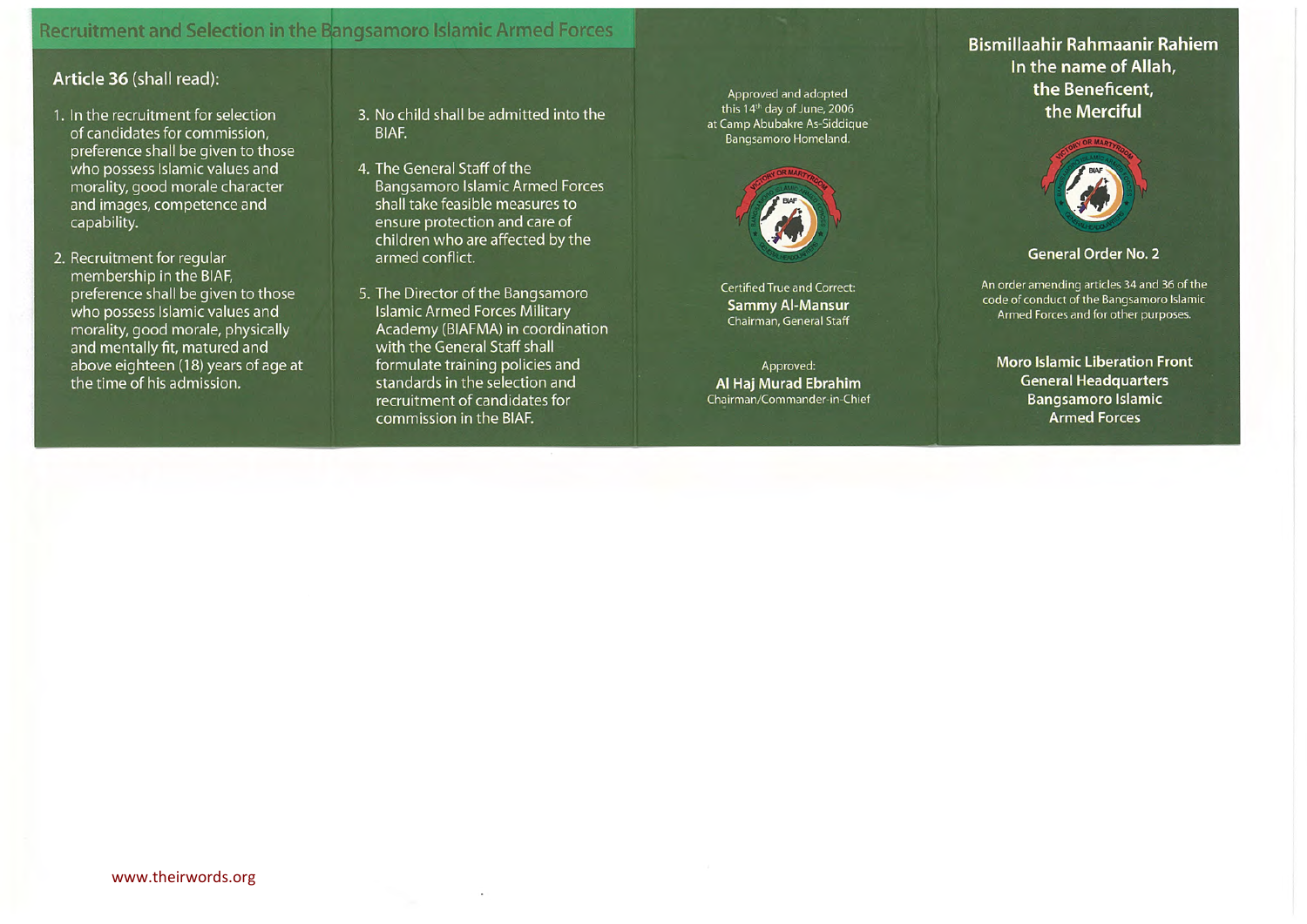## Recruitment and Selection in the Bangsamoro Islamic Armed Forces

**Article 36** (shall read):

1. In the recruitment for selection of candidates for commission, preference shall be given to those who possess Islamic values and morality, good morale character and images, competence and capability.
2. Recruitment for regular membership in the BIAF, preference shall be given to those who possess Islamic values and morality, good morale, physically and mentally fit, matured and above eighteen (18) years of age at the time of his admission.
3. No child shall be admitted into the BIAF.
4. The General Staff of the Bangsamoro Islamic Armed Forces shall take feasible measures to ensure protection and care of children who are affected by the armed conflict.
5. The Director of the Bangsamoro Islamic Armed Forces Military Academy (BIAFMA) in coordination with the General Staff shall formulate training policies and standards in the selection and recruitment of candidates for commission in the BIAF.

Approved and adopted this 14th day of June, 2006 at Camp Abubakre As-Siddique Bangsamoro Homeland.

Certified True and Correct:
**Sammy Al-Mansur**
Chairman, General Staff

Approved:
**Al Haj Murad Ebrahim**
Chairman/Commander-in-Chief

**Bismillaahir Rahmaanir Rahiem**
**In the name of Allah, the Beneficent, the Merciful**

**General Order No. 2**

An order amending articles 34 and 36 of the code of conduct of the Bangsamoro Islamic Armed Forces and for other purposes.

**Moro Islamic Liberation Front**
**General Headquarters**
**Bangsamoro Islamic Armed Forces**

www.theirwords.org